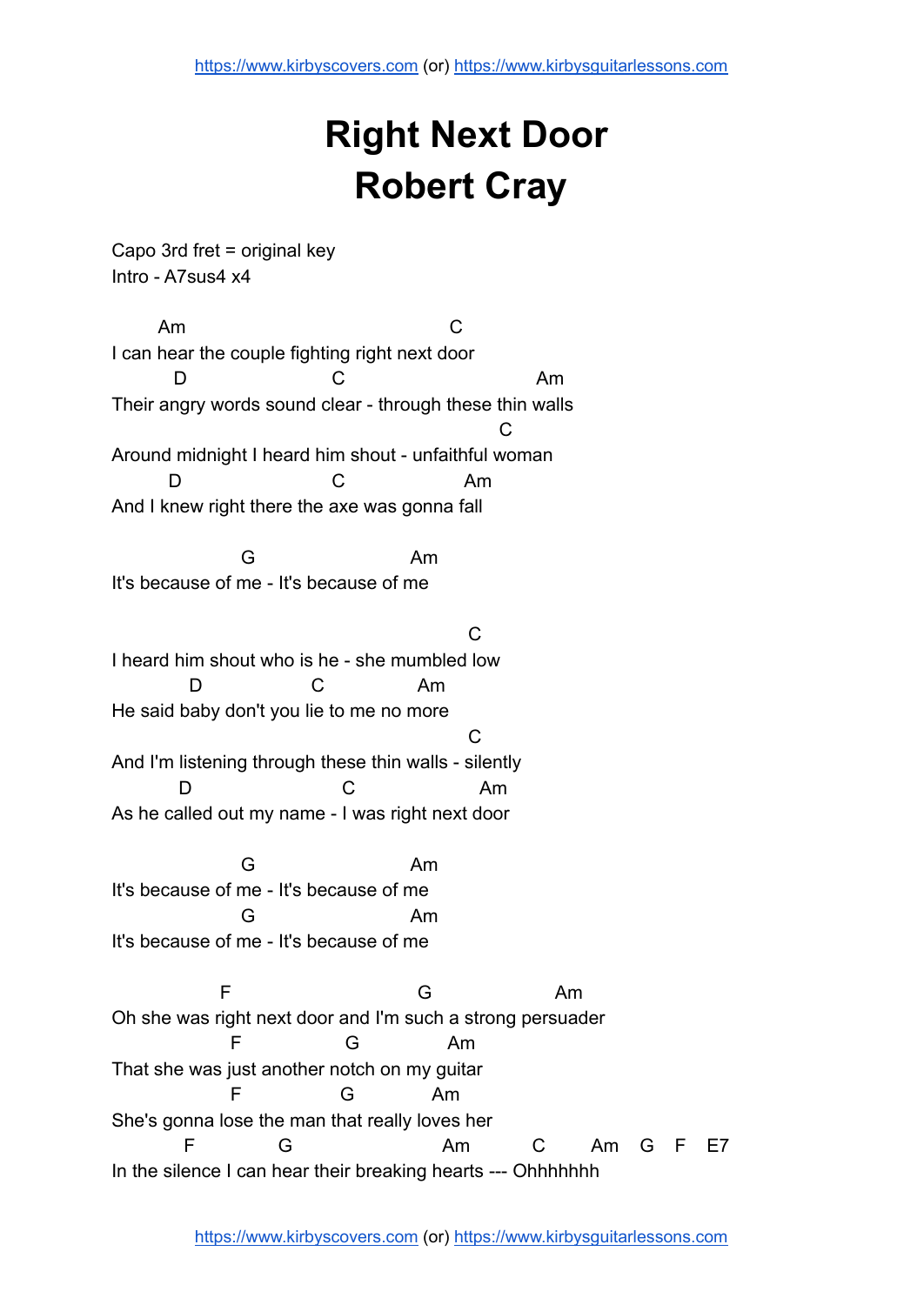# Right Next Door
# Robert Cray

Capo 3rd fret = original key
Intro - A7sus4 x4

```
       Am                                         C
I can hear the couple fighting right next door
         D                        C                          Am
Their angry words sound clear - through these thin walls
                                                               C
Around midnight I heard him shout - unfaithful woman
         D                        C                 Am
And I knew right there the axe was gonna fall

                      G                          Am
It's because of me - It's because of me

                                                           C
I heard him shout who is he - she mumbled low
             D                 C              Am
He said baby don't you lie to me no more
                                                           C
And I'm listening through these thin walls - silently
           D                          C                    Am
As he called out my name - I was right next door

                      G                          Am
It's because of me - It's because of me
                      G                          Am
It's because of me - It's because of me

                  F                             G                    Am
Oh she was right next door and I'm such a strong persuader
                    F               G              Am
That she was just another notch on my guitar
                    F               G            Am
She's gonna lose the man that really loves her
              F             G                     Am           C       Am    G    F    E7
In the silence I can hear their breaking hearts --- Ohhhhhhh
```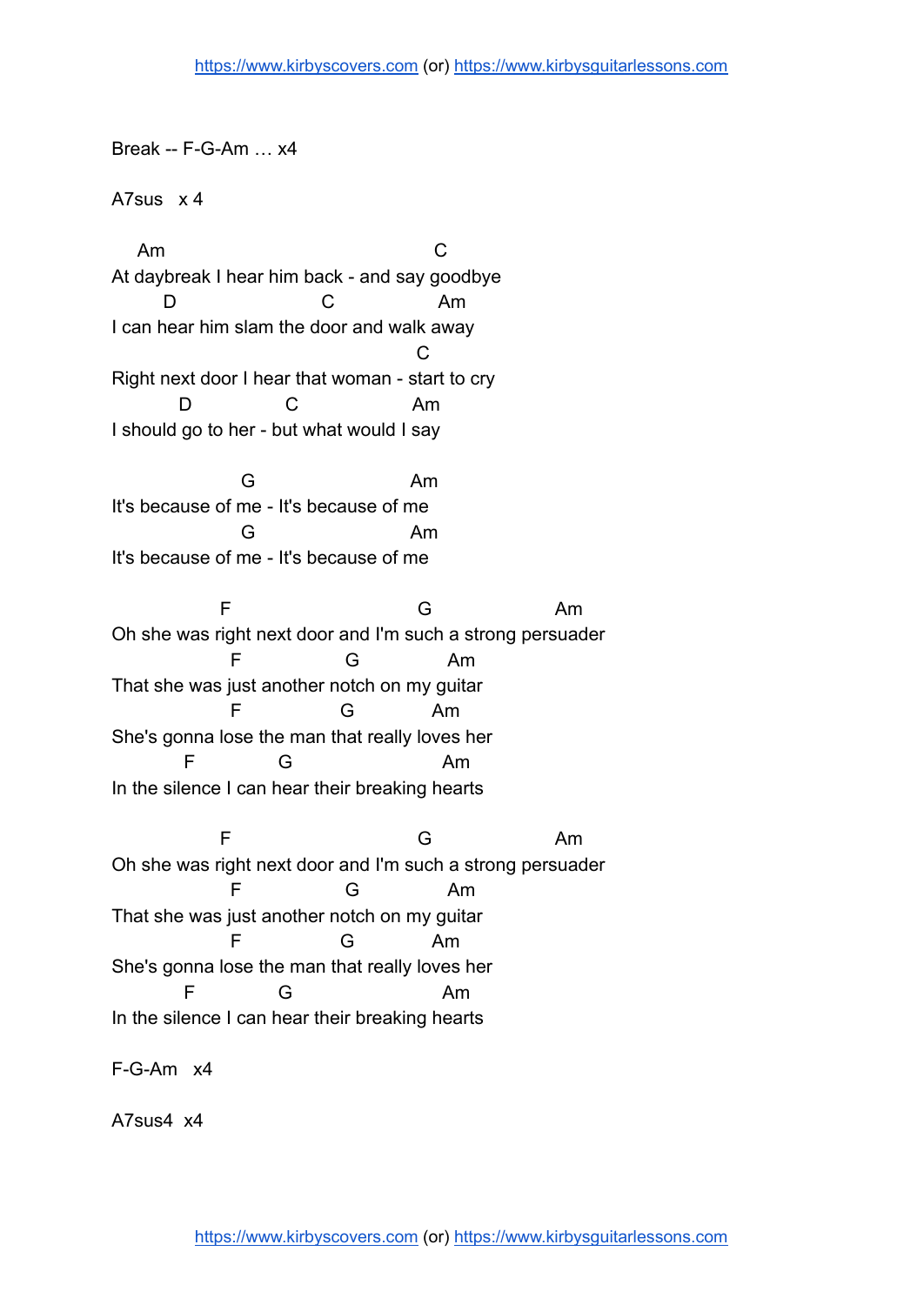```
Break -- F-G-Am … x4

A7sus   x 4

   Am                                    C
At daybreak I hear him back - and say goodbye
       D                   C               Am
I can hear him slam the door and walk away
                                         C
Right next door I hear that woman - start to cry
         D              C             Am
I should go to her - but what would I say

                   G                       Am
It's because of me - It's because of me
                   G                       Am
It's because of me - It's because of me

                F                          G                  Am
Oh she was right next door and I'm such a strong persuader
                 F               G            Am
That she was just another notch on my guitar
                 F               G          Am
She's gonna lose the man that really loves her
          F            G                     Am
In the silence I can hear their breaking hearts

                F                          G                  Am
Oh she was right next door and I'm such a strong persuader
                 F               G            Am
That she was just another notch on my guitar
                 F               G          Am
She's gonna lose the man that really loves her
          F            G                     Am
In the silence I can hear their breaking hearts

F-G-Am   x4

A7sus4  x4
```